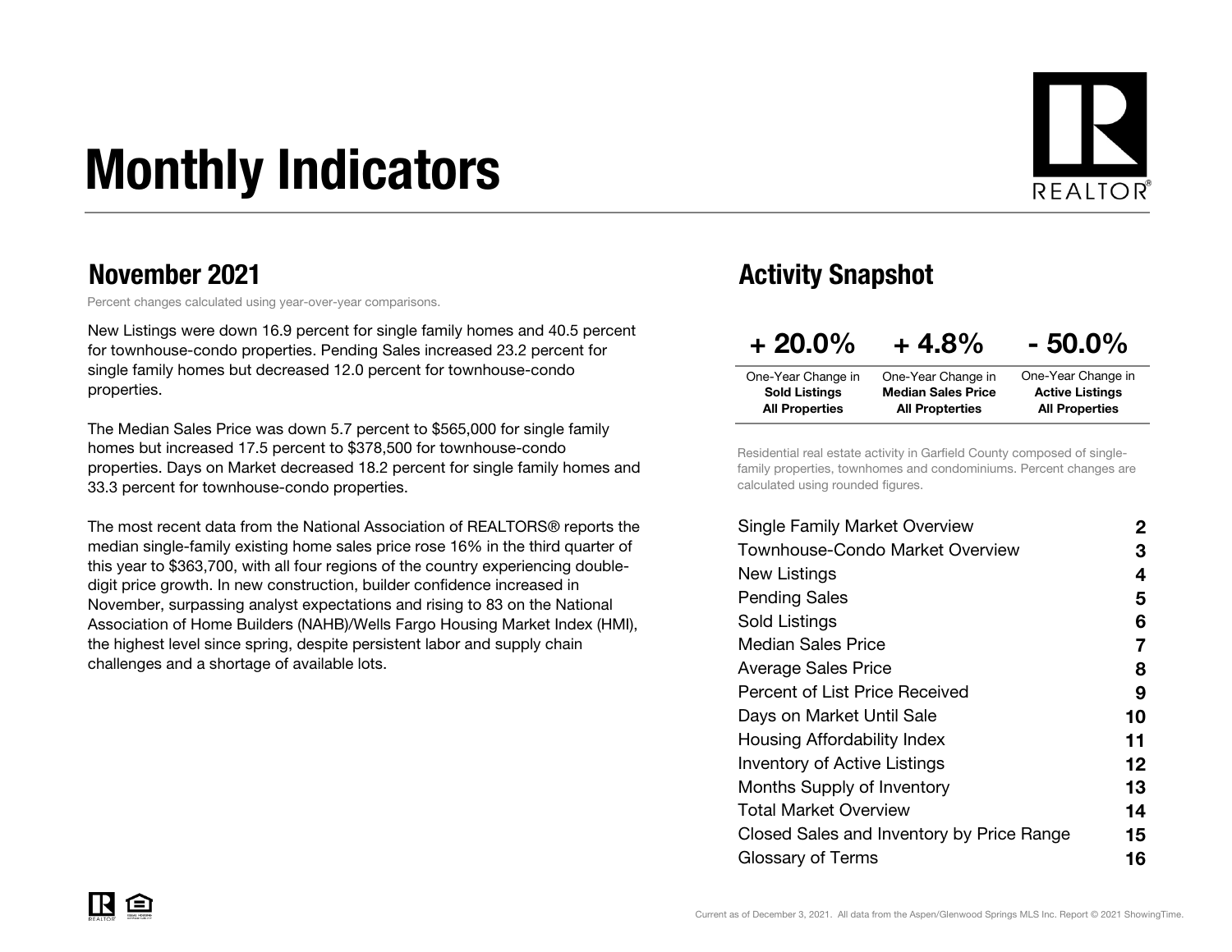# Monthly Indicators

## November 2021

Percent changes calculated using year-over-year comparisons.

New Listings were down 16.9 percent for single family homes and 40.5 percent for townhouse-condo properties. Pending Sales increased 23.2 percent for single family homes but decreased 12.0 percent for townhouse-condo properties.

The Median Sales Price was down 5.7 percent to $565,000 for single family homes but increased 17.5 percent to $378,500 for townhouse-condo properties. Days on Market decreased 18.2 percent for single family homes and 33.3 percent for townhouse-condo properties.

The most recent data from the National Association of REALTORS® reports the median single-family existing home sales price rose 16% in the third quarter of this year to $363,700, with all four regions of the country experiencing double-digit price growth. In new construction, builder confidence increased in November, surpassing analyst expectations and rising to 83 on the National Association of Home Builders (NAHB)/Wells Fargo Housing Market Index (HMI), the highest level since spring, despite persistent labor and supply chain challenges and a shortage of available lots.

## Activity Snapshot

| + 20.0% | + 4.8% | - 50.0% |
|---|---|---|
| One-Year Change in **Sold Listings All Properties** | One-Year Change in **Median Sales Price All Properties** | One-Year Change in **Active Listings All Properties** |

Residential real estate activity in Garfield County composed of single-family properties, townhomes and condominiums. Percent changes are calculated using rounded figures.

| | |
|---|---|
| Single Family Market Overview | 2 |
| Townhouse-Condo Market Overview | 3 |
| New Listings | 4 |
| Pending Sales | 5 |
| Sold Listings | 6 |
| Median Sales Price | 7 |
| Average Sales Price | 8 |
| Percent of List Price Received | 9 |
| Days on Market Until Sale | 10 |
| Housing Affordability Index | 11 |
| Inventory of Active Listings | 12 |
| Months Supply of Inventory | 13 |
| Total Market Overview | 14 |
| Closed Sales and Inventory by Price Range | 15 |
| Glossary of Terms | 16 |

Current as of December 3, 2021. All data from the Aspen/Glenwood Springs MLS Inc. Report © 2021 ShowingTime.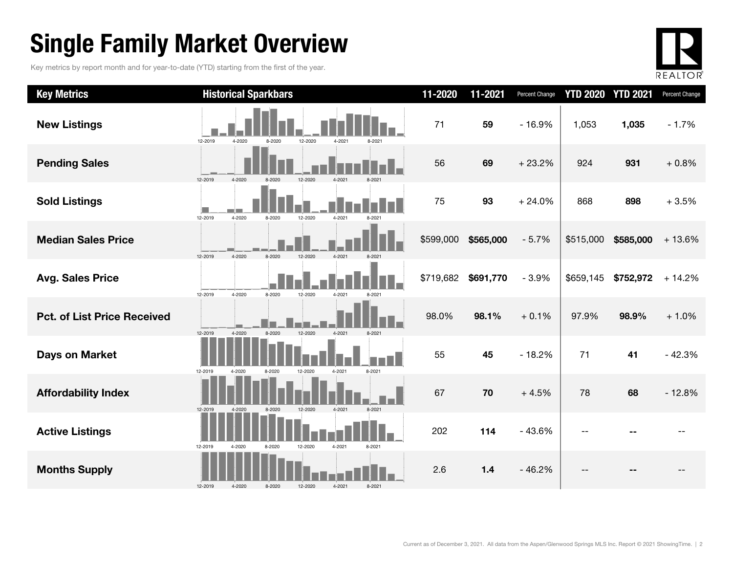# Single Family Market Overview

Key metrics by report month and for year-to-date (YTD) starting from the first of the year.

| Key Metrics | Historical Sparkbars | 11-2020 | 11-2021 | Percent Change | YTD 2020 | YTD 2021 | Percent Change |
|---|---|---|---|---|---|---|---|
| **New Listings** | 12-2019 4-2020 8-2020 12-2020 4-2021 8-2021 | 71 | **59** | - 16.9% | 1,053 | **1,035** | - 1.7% |
| **Pending Sales** | 12-2019 4-2020 8-2020 12-2020 4-2021 8-2021 | 56 | **69** | + 23.2% | 924 | **931** | + 0.8% |
| **Sold Listings** | 12-2019 4-2020 8-2020 12-2020 4-2021 8-2021 | 75 | **93** | + 24.0% | 868 | **898** | + 3.5% |
| **Median Sales Price** | 12-2019 4-2020 8-2020 12-2020 4-2021 8-2021 | $599,000 | **$565,000** | - 5.7% | $515,000 | **$585,000** | + 13.6% |
| **Avg. Sales Price** | 12-2019 4-2020 8-2020 12-2020 4-2021 8-2021 | $719,682 | **$691,770** | - 3.9% | $659,145 | **$752,972** | + 14.2% |
| **Pct. of List Price Received** | 12-2019 4-2020 8-2020 12-2020 4-2021 8-2021 | 98.0% | **98.1%** | + 0.1% | 97.9% | **98.9%** | + 1.0% |
| **Days on Market** | 12-2019 4-2020 8-2020 12-2020 4-2021 8-2021 | 55 | **45** | - 18.2% | 71 | **41** | - 42.3% |
| **Affordability Index** | 12-2019 4-2020 8-2020 12-2020 4-2021 8-2021 | 67 | **70** | + 4.5% | 78 | **68** | - 12.8% |
| **Active Listings** | 12-2019 4-2020 8-2020 12-2020 4-2021 8-2021 | 202 | **114** | - 43.6% | -- | **--** | -- |
| **Months Supply** | 12-2019 4-2020 8-2020 12-2020 4-2021 8-2021 | 2.6 | **1.4** | - 46.2% | -- | **--** | -- |

Current as of December 3, 2021. All data from the Aspen/Glenwood Springs MLS Inc. Report © 2021 ShowingTime.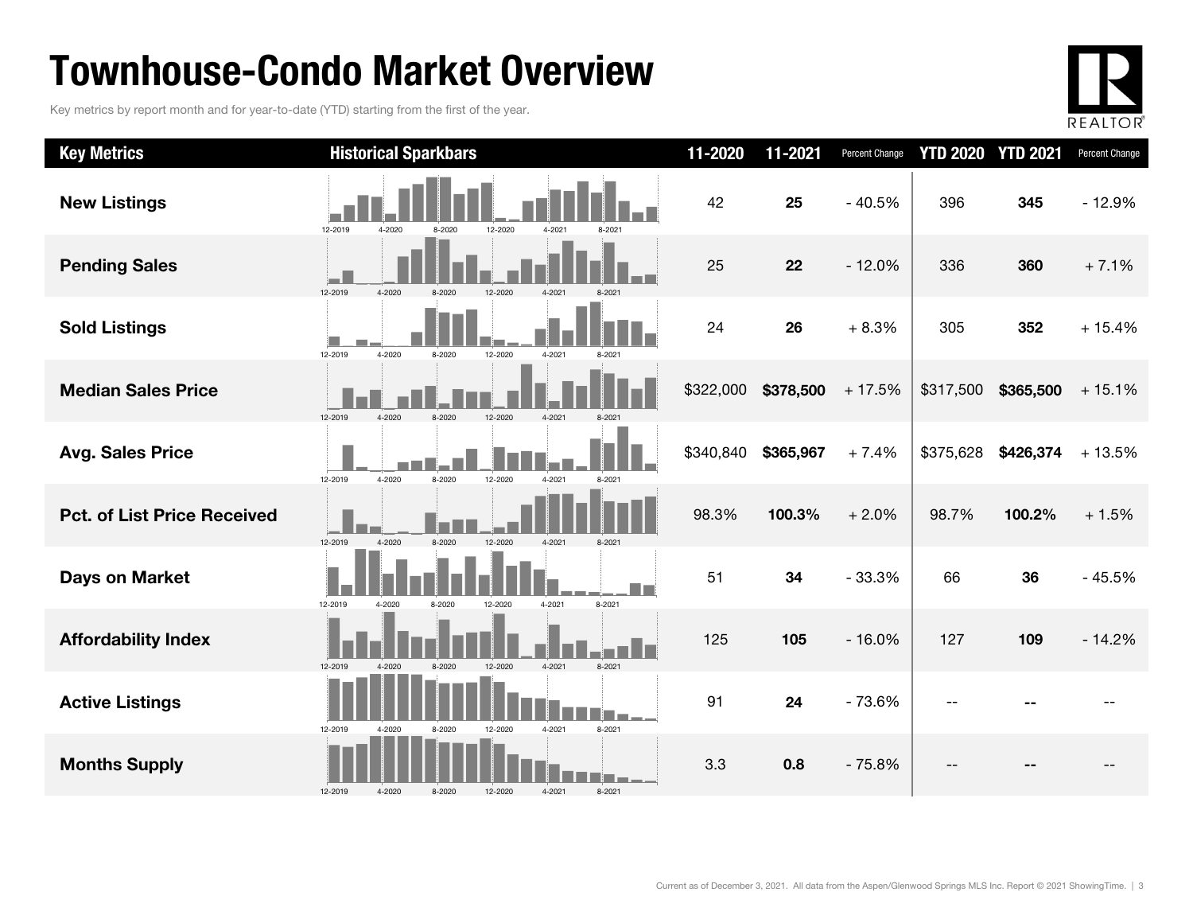# Townhouse-Condo Market Overview

Key metrics by report month and for year-to-date (YTD) starting from the first of the year.

| Key Metrics | Historical Sparkbars | 11-2020 | 11-2021 | Percent Change | YTD 2020 | YTD 2021 | Percent Change |
|---|---|---|---|---|---|---|---|
| **New Listings** | 12-2019 4-2020 8-2020 12-2020 4-2021 8-2021 | 42 | **25** | - 40.5% | 396 | **345** | - 12.9% |
| **Pending Sales** | 12-2019 4-2020 8-2020 12-2020 4-2021 8-2021 | 25 | **22** | - 12.0% | 336 | **360** | + 7.1% |
| **Sold Listings** | 12-2019 4-2020 8-2020 12-2020 4-2021 8-2021 | 24 | **26** | + 8.3% | 305 | **352** | + 15.4% |
| **Median Sales Price** | 12-2019 4-2020 8-2020 12-2020 4-2021 8-2021 | $322,000 | **$378,500** | + 17.5% | $317,500 | **$365,500** | + 15.1% |
| **Avg. Sales Price** | 12-2019 4-2020 8-2020 12-2020 4-2021 8-2021 | $340,840 | **$365,967** | + 7.4% | $375,628 | **$426,374** | + 13.5% |
| **Pct. of List Price Received** | 12-2019 4-2020 8-2020 12-2020 4-2021 8-2021 | 98.3% | **100.3%** | + 2.0% | 98.7% | **100.2%** | + 1.5% |
| **Days on Market** | 12-2019 4-2020 8-2020 12-2020 4-2021 8-2021 | 51 | **34** | - 33.3% | 66 | **36** | - 45.5% |
| **Affordability Index** | 12-2019 4-2020 8-2020 12-2020 4-2021 8-2021 | 125 | **105** | - 16.0% | 127 | **109** | - 14.2% |
| **Active Listings** | 12-2019 4-2020 8-2020 12-2020 4-2021 8-2021 | 91 | **24** | - 73.6% | -- | **--** | -- |
| **Months Supply** | 12-2019 4-2020 8-2020 12-2020 4-2021 8-2021 | 3.3 | **0.8** | - 75.8% | -- | **--** | -- |

Current as of December 3, 2021. All data from the Aspen/Glenwood Springs MLS Inc. Report © 2021 ShowingTime.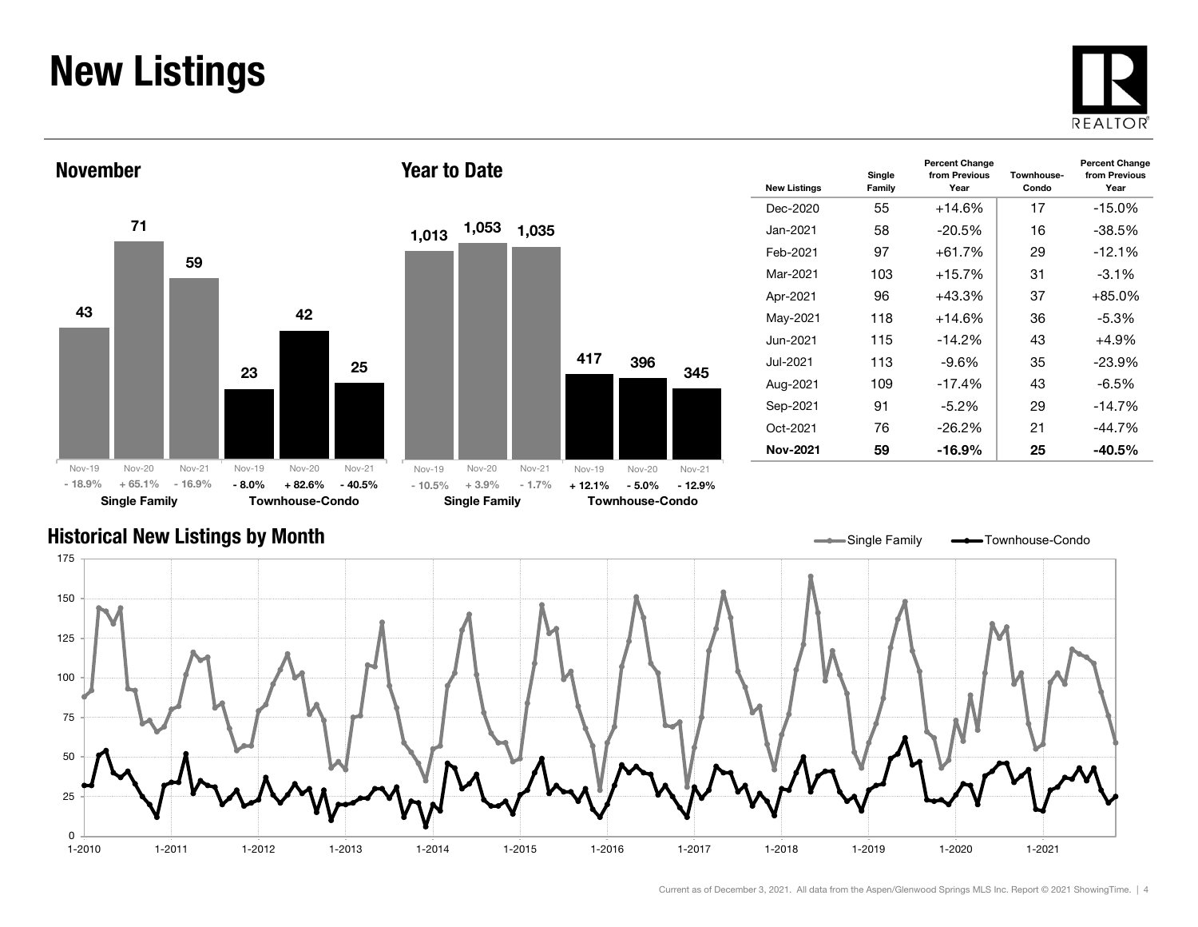# New Listings

## November

| | Nov-19 | Nov-20 | Nov-21 |
|---|---|---|---|
| Single Family | 43 | 71 | 59 |
| | - 18.9% | + 65.1% | - 16.9% |
| Townhouse-Condo | 23 | 42 | 25 |
| | - 8.0% | + 82.6% | - 40.5% |

## Year to Date

| | Nov-19 | Nov-20 | Nov-21 |
|---|---|---|---|
| Single Family | 1,013 | 1,053 | 1,035 |
| | - 10.5% | + 3.9% | - 1.7% |
| Townhouse-Condo | 417 | 396 | 345 |
| | + 12.1% | - 5.0% | - 12.9% |

| New Listings | Single Family | Percent Change from Previous Year | Townhouse-Condo | Percent Change from Previous Year |
|---|---|---|---|---|
| Dec-2020 | 55 | +14.6% | 17 | -15.0% |
| Jan-2021 | 58 | -20.5% | 16 | -38.5% |
| Feb-2021 | 97 | +61.7% | 29 | -12.1% |
| Mar-2021 | 103 | +15.7% | 31 | -3.1% |
| Apr-2021 | 96 | +43.3% | 37 | +85.0% |
| May-2021 | 118 | +14.6% | 36 | -5.3% |
| Jun-2021 | 115 | -14.2% | 43 | +4.9% |
| Jul-2021 | 113 | -9.6% | 35 | -23.9% |
| Aug-2021 | 109 | -17.4% | 43 | -6.5% |
| Sep-2021 | 91 | -5.2% | 29 | -14.7% |
| Oct-2021 | 76 | -26.2% | 21 | -44.7% |
| **Nov-2021** | **59** | **-16.9%** | **25** | **-40.5%** |

## Historical New Listings by Month

Single Family — Townhouse-Condo

Current as of December 3, 2021. All data from the Aspen/Glenwood Springs MLS Inc. Report © 2021 ShowingTime.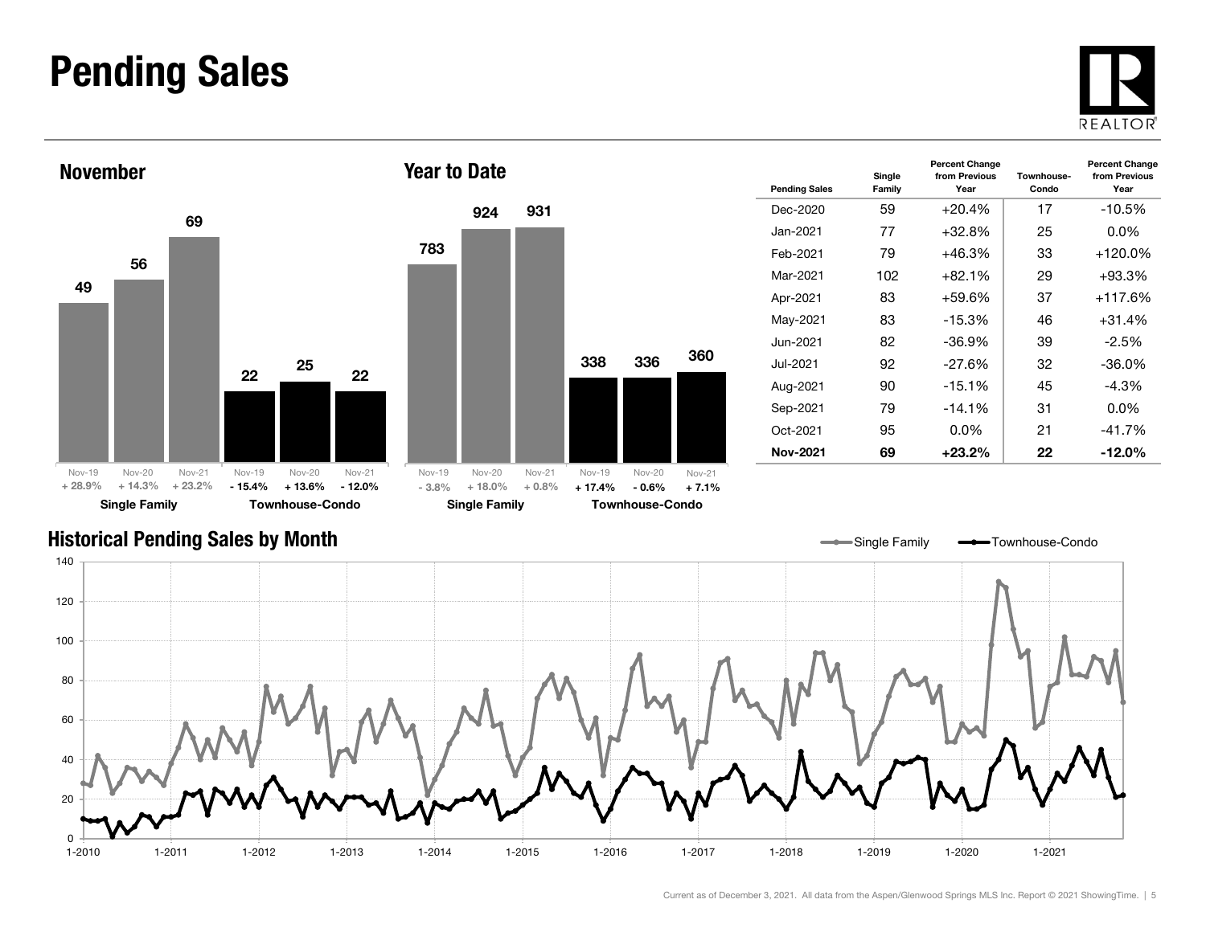# Pending Sales

## November

| | Nov-19 | Nov-20 | Nov-21 |
| --- | --- | --- | --- |
| Single Family | 49 | 56 | 69 |
| Percent Change | + 28.9% | + 14.3% | + 23.2% |
| Townhouse-Condo | 22 | 25 | 22 |
| Percent Change | - 15.4% | + 13.6% | - 12.0% |

## Year to Date

| | Nov-19 | Nov-20 | Nov-21 |
| --- | --- | --- | --- |
| Single Family | 783 | 924 | 931 |
| Percent Change | - 3.8% | + 18.0% | + 0.8% |
| Townhouse-Condo | 338 | 336 | 360 |
| Percent Change | + 17.4% | - 0.6% | + 7.1% |

| Pending Sales | Single Family | Percent Change from Previous Year | Townhouse-Condo | Percent Change from Previous Year |
| --- | --- | --- | --- | --- |
| Dec-2020 | 59 | +20.4% | 17 | -10.5% |
| Jan-2021 | 77 | +32.8% | 25 | 0.0% |
| Feb-2021 | 79 | +46.3% | 33 | +120.0% |
| Mar-2021 | 102 | +82.1% | 29 | +93.3% |
| Apr-2021 | 83 | +59.6% | 37 | +117.6% |
| May-2021 | 83 | -15.3% | 46 | +31.4% |
| Jun-2021 | 82 | -36.9% | 39 | -2.5% |
| Jul-2021 | 92 | -27.6% | 32 | -36.0% |
| Aug-2021 | 90 | -15.1% | 45 | -4.3% |
| Sep-2021 | 79 | -14.1% | 31 | 0.0% |
| Oct-2021 | 95 | 0.0% | 21 | -41.7% |
| **Nov-2021** | **69** | **+23.2%** | **22** | **-12.0%** |

## Historical Pending Sales by Month

Single Family — Townhouse-Condo

Current as of December 3, 2021. All data from the Aspen/Glenwood Springs MLS Inc. Report © 2021 ShowingTime.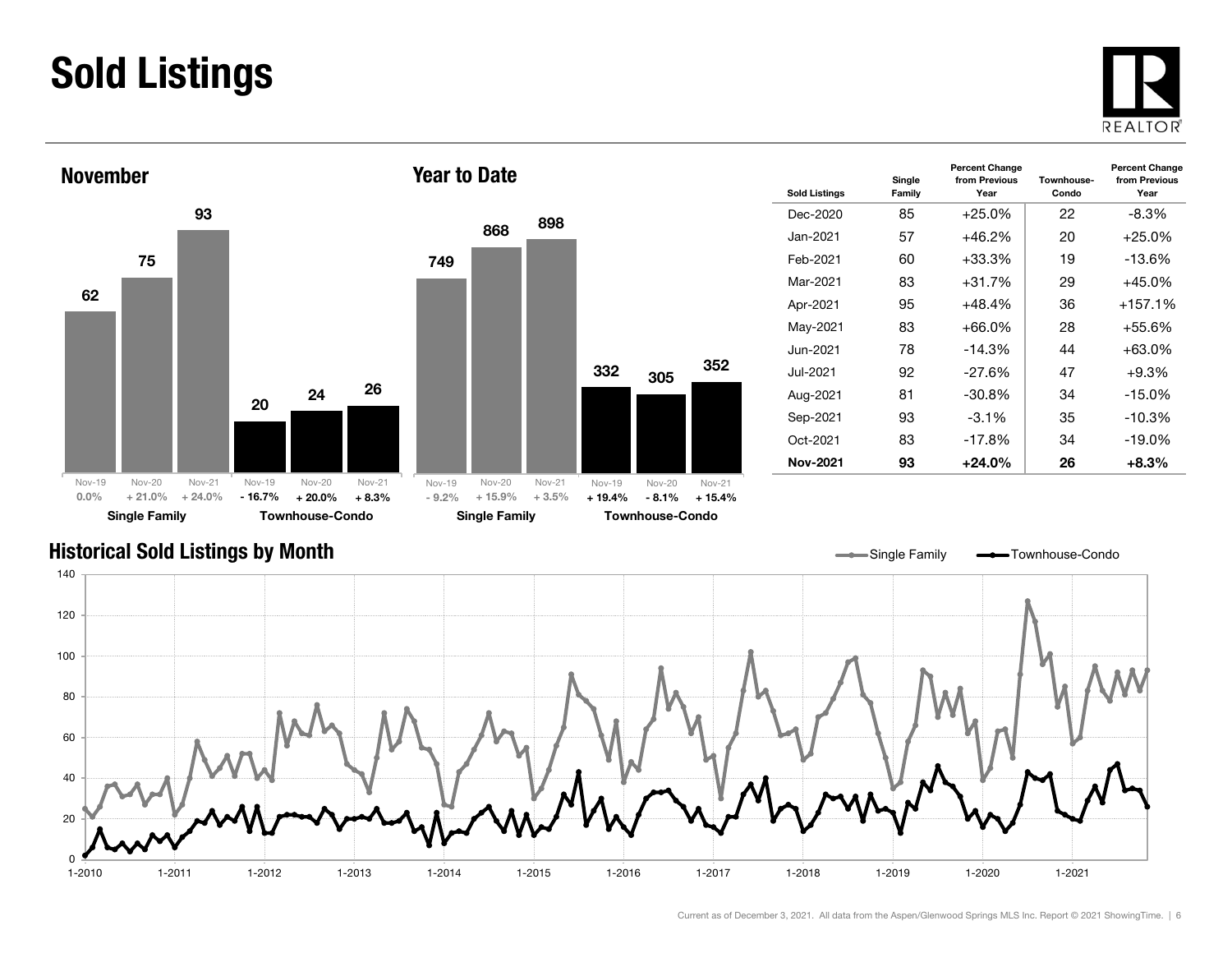# Sold Listings

## November

| | Nov-19 | Nov-20 | Nov-21 |
|---|---|---|---|
| Single Family | 62 | 75 | 93 |
| Change | 0.0% | + 21.0% | + 24.0% |
| Townhouse-Condo | 20 | 24 | 26 |
| Change | - 16.7% | + 20.0% | + 8.3% |

## Year to Date

| | Nov-19 | Nov-20 | Nov-21 |
|---|---|---|---|
| Single Family | 749 | 868 | 898 |
| Change | - 9.2% | + 15.9% | + 3.5% |
| Townhouse-Condo | 332 | 305 | 352 |
| Change | + 19.4% | - 8.1% | + 15.4% |

| Sold Listings | Single Family | Percent Change from Previous Year | Townhouse-Condo | Percent Change from Previous Year |
|---|---|---|---|---|
| Dec-2020 | 85 | +25.0% | 22 | -8.3% |
| Jan-2021 | 57 | +46.2% | 20 | +25.0% |
| Feb-2021 | 60 | +33.3% | 19 | -13.6% |
| Mar-2021 | 83 | +31.7% | 29 | +45.0% |
| Apr-2021 | 95 | +48.4% | 36 | +157.1% |
| May-2021 | 83 | +66.0% | 28 | +55.6% |
| Jun-2021 | 78 | -14.3% | 44 | +63.0% |
| Jul-2021 | 92 | -27.6% | 47 | +9.3% |
| Aug-2021 | 81 | -30.8% | 34 | -15.0% |
| Sep-2021 | 93 | -3.1% | 35 | -10.3% |
| Oct-2021 | 83 | -17.8% | 34 | -19.0% |
| **Nov-2021** | **93** | **+24.0%** | **26** | **+8.3%** |

## Historical Sold Listings by Month

Single Family — Townhouse-Condo

Current as of December 3, 2021. All data from the Aspen/Glenwood Springs MLS Inc. Report © 2021 ShowingTime.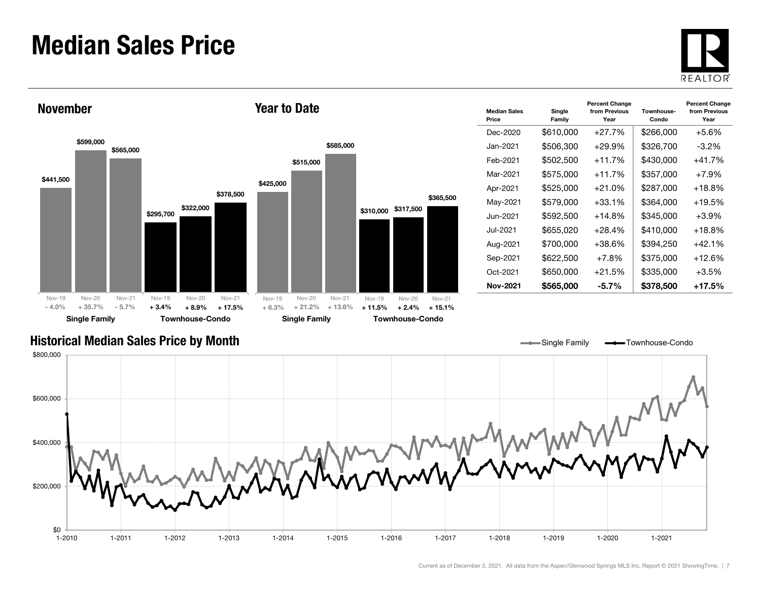# Median Sales Price

## November

| | Nov-19 | Nov-20 | Nov-21 |
|---|---|---|---|
| Single Family | $441,500 | $599,000 | $565,000 |
| | - 4.0% | + 35.7% | - 5.7% |
| Townhouse-Condo | $295,700 | $322,000 | $378,500 |
| | + 3.4% | + 8.9% | + 17.5% |

## Year to Date

| | Nov-19 | Nov-20 | Nov-21 |
|---|---|---|---|
| Single Family | $425,000 | $515,000 | $585,000 |
| | + 6.3% | + 21.2% | + 13.6% |
| Townhouse-Condo | $310,000 | $317,500 | $365,500 |
| | + 11.5% | + 2.4% | + 15.1% |

| Median Sales Price | Single Family | Percent Change from Previous Year | Townhouse-Condo | Percent Change from Previous Year |
|---|---|---|---|---|
| Dec-2020 | $610,000 | +27.7% | $266,000 | +5.6% |
| Jan-2021 | $506,300 | +29.9% | $326,700 | -3.2% |
| Feb-2021 | $502,500 | +11.7% | $430,000 | +41.7% |
| Mar-2021 | $575,000 | +11.7% | $357,000 | +7.9% |
| Apr-2021 | $525,000 | +21.0% | $287,000 | +18.8% |
| May-2021 | $579,000 | +33.1% | $364,000 | +19.5% |
| Jun-2021 | $592,500 | +14.8% | $345,000 | +3.9% |
| Jul-2021 | $655,020 | +28.4% | $410,000 | +18.8% |
| Aug-2021 | $700,000 | +38.6% | $394,250 | +42.1% |
| Sep-2021 | $622,500 | +7.8% | $375,000 | +12.6% |
| Oct-2021 | $650,000 | +21.5% | $335,000 | +3.5% |
| **Nov-2021** | **$565,000** | **-5.7%** | **$378,500** | **+17.5%** |

## Historical Median Sales Price by Month

Single Family — Townhouse-Condo

Current as of December 3, 2021. All data from the Aspen/Glenwood Springs MLS Inc. Report © 2021 ShowingTime.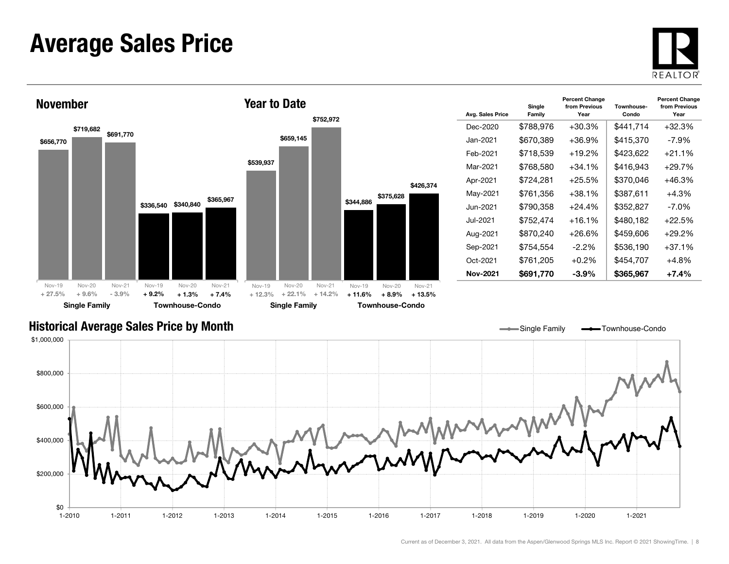# Average Sales Price

## November

| | Nov-19 | Nov-20 | Nov-21 |
|---|---|---|---|
| Single Family | $656,770 | $719,682 | $691,770 |
| | + 27.5% | + 9.6% | - 3.9% |
| Townhouse-Condo | $336,540 | $340,840 | $365,967 |
| | + 9.2% | + 1.3% | + 7.4% |

## Year to Date

| | Nov-19 | Nov-20 | Nov-21 |
|---|---|---|---|
| Single Family | $539,937 | $659,145 | $752,972 |
| | + 12.3% | + 22.1% | + 14.2% |
| Townhouse-Condo | $344,886 | $375,628 | $426,374 |
| | + 11.6% | + 8.9% | + 13.5% |

| Avg. Sales Price | Single Family | Percent Change from Previous Year | Townhouse-Condo | Percent Change from Previous Year |
|---|---|---|---|---|
| Dec-2020 | $788,976 | +30.3% | $441,714 | +32.3% |
| Jan-2021 | $670,389 | +36.9% | $415,370 | -7.9% |
| Feb-2021 | $718,539 | +19.2% | $423,622 | +21.1% |
| Mar-2021 | $768,580 | +34.1% | $416,943 | +29.7% |
| Apr-2021 | $724,281 | +25.5% | $370,046 | +46.3% |
| May-2021 | $761,356 | +38.1% | $387,611 | +4.3% |
| Jun-2021 | $790,358 | +24.4% | $352,827 | -7.0% |
| Jul-2021 | $752,474 | +16.1% | $480,182 | +22.5% |
| Aug-2021 | $870,240 | +26.6% | $459,606 | +29.2% |
| Sep-2021 | $754,554 | -2.2% | $536,190 | +37.1% |
| Oct-2021 | $761,205 | +0.2% | $454,707 | +4.8% |
| **Nov-2021** | **$691,770** | **-3.9%** | **$365,967** | **+7.4%** |

## Historical Average Sales Price by Month

Single Family / Townhouse-Condo

Current as of December 3, 2021. All data from the Aspen/Glenwood Springs MLS Inc. Report © 2021 ShowingTime.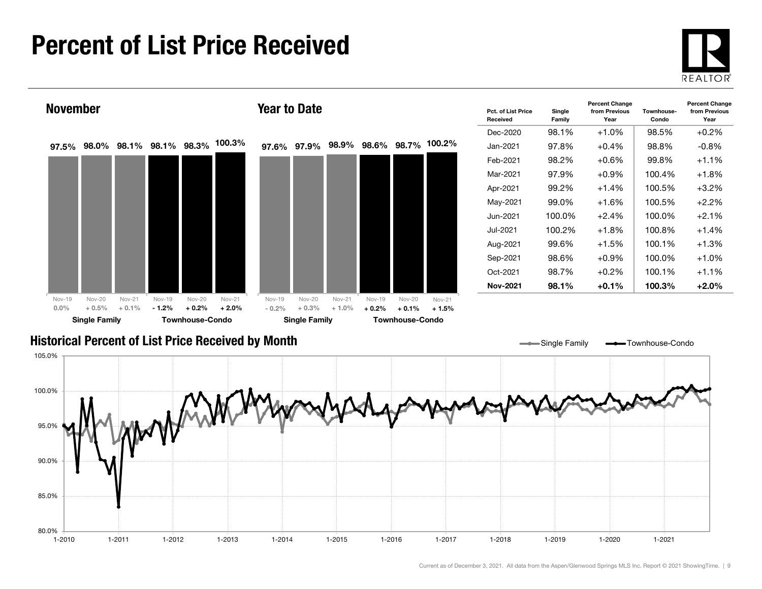# Percent of List Price Received

## November

| | Single Family | | | Townhouse-Condo | | |
|---|---|---|---|---|---|---|
| | Nov-19 | Nov-20 | Nov-21 | Nov-19 | Nov-20 | Nov-21 |
| Pct. of List Price Received | 97.5% | 98.0% | 98.1% | 98.1% | 98.3% | 100.3% |
| Change | 0.0% | + 0.5% | + 0.1% | - 1.2% | + 0.2% | + 2.0% |

## Year to Date

| | Single Family | | | Townhouse-Condo | | |
|---|---|---|---|---|---|---|
| | Nov-19 | Nov-20 | Nov-21 | Nov-19 | Nov-20 | Nov-21 |
| Pct. of List Price Received | 97.6% | 97.9% | 98.9% | 98.6% | 98.7% | 100.2% |
| Change | - 0.2% | + 0.3% | + 1.0% | + 0.2% | + 0.1% | + 1.5% |

| Pct. of List Price Received | Single Family | Percent Change from Previous Year | Townhouse-Condo | Percent Change from Previous Year |
|---|---|---|---|---|
| Dec-2020 | 98.1% | +1.0% | 98.5% | +0.2% |
| Jan-2021 | 97.8% | +0.4% | 98.8% | -0.8% |
| Feb-2021 | 98.2% | +0.6% | 99.8% | +1.1% |
| Mar-2021 | 97.9% | +0.9% | 100.4% | +1.8% |
| Apr-2021 | 99.2% | +1.4% | 100.5% | +3.2% |
| May-2021 | 99.0% | +1.6% | 100.5% | +2.2% |
| Jun-2021 | 100.0% | +2.4% | 100.0% | +2.1% |
| Jul-2021 | 100.2% | +1.8% | 100.8% | +1.4% |
| Aug-2021 | 99.6% | +1.5% | 100.1% | +1.3% |
| Sep-2021 | 98.6% | +0.9% | 100.0% | +1.0% |
| Oct-2021 | 98.7% | +0.2% | 100.1% | +1.1% |
| **Nov-2021** | **98.1%** | **+0.1%** | **100.3%** | **+2.0%** |

## Historical Percent of List Price Received by Month

Single Family — Townhouse-Condo

Current as of December 3, 2021. All data from the Aspen/Glenwood Springs MLS Inc. Report © 2021 ShowingTime.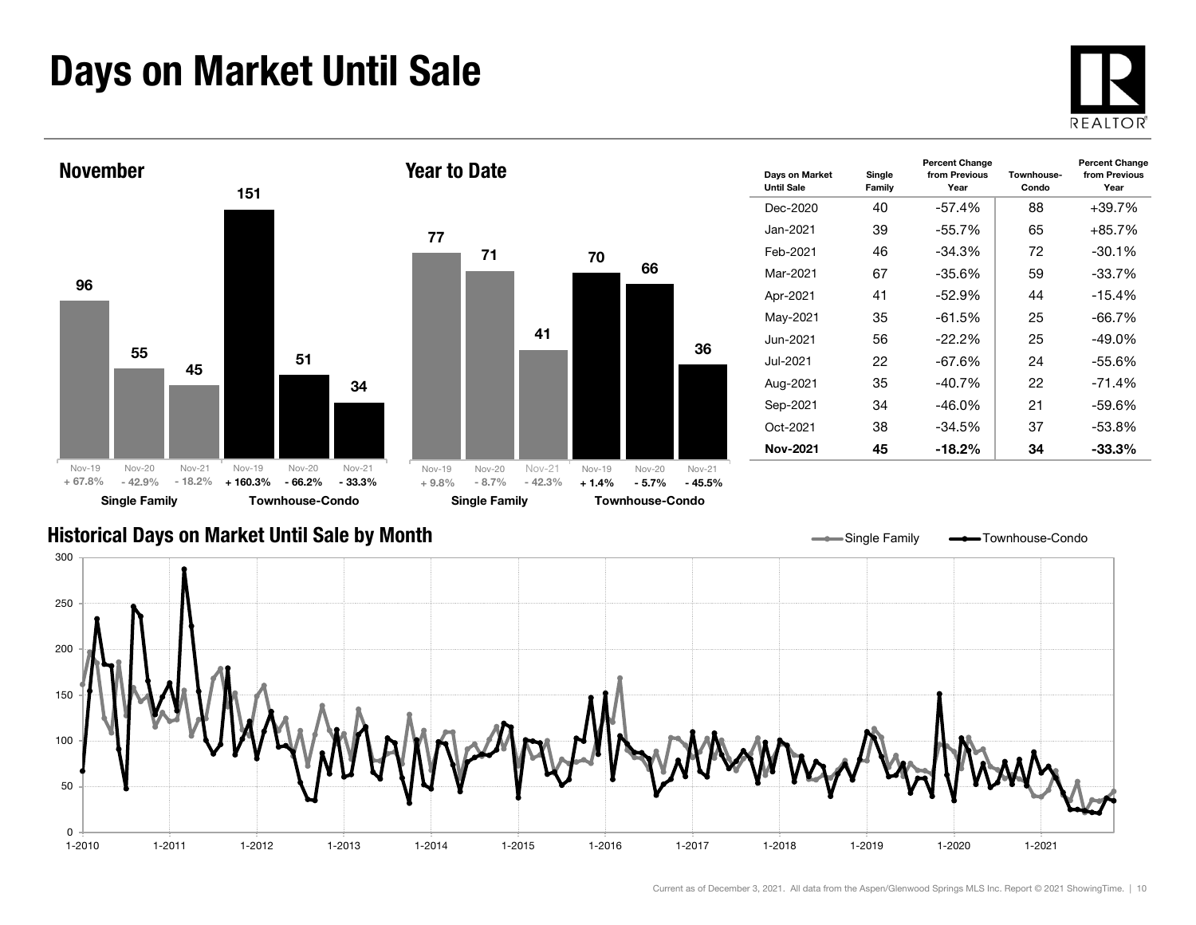# Days on Market Until Sale

## November

| | Nov-19 | Nov-20 | Nov-21 |
|---|---|---|---|
| Single Family | 96 | 55 | 45 |
| Percent change | + 67.8% | - 42.9% | - 18.2% |
| Townhouse-Condo | 151 | 51 | 34 |
| Percent change | + 160.3% | - 66.2% | - 33.3% |

## Year to Date

| | Nov-19 | Nov-20 | Nov-21 |
|---|---|---|---|
| Single Family | 77 | 71 | 41 |
| Percent change | + 9.8% | - 8.7% | - 42.3% |
| Townhouse-Condo | 70 | 66 | 36 |
| Percent change | + 1.4% | - 5.7% | - 45.5% |

| Days on Market Until Sale | Single Family | Percent Change from Previous Year | Townhouse-Condo | Percent Change from Previous Year |
|---|---|---|---|---|
| Dec-2020 | 40 | -57.4% | 88 | +39.7% |
| Jan-2021 | 39 | -55.7% | 65 | +85.7% |
| Feb-2021 | 46 | -34.3% | 72 | -30.1% |
| Mar-2021 | 67 | -35.6% | 59 | -33.7% |
| Apr-2021 | 41 | -52.9% | 44 | -15.4% |
| May-2021 | 35 | -61.5% | 25 | -66.7% |
| Jun-2021 | 56 | -22.2% | 25 | -49.0% |
| Jul-2021 | 22 | -67.6% | 24 | -55.6% |
| Aug-2021 | 35 | -40.7% | 22 | -71.4% |
| Sep-2021 | 34 | -46.0% | 21 | -59.6% |
| Oct-2021 | 38 | -34.5% | 37 | -53.8% |
| **Nov-2021** | **45** | **-18.2%** | **34** | **-33.3%** |

## Historical Days on Market Until Sale by Month

Single Family — Townhouse-Condo

Current as of December 3, 2021. All data from the Aspen/Glenwood Springs MLS Inc. Report © 2021 ShowingTime.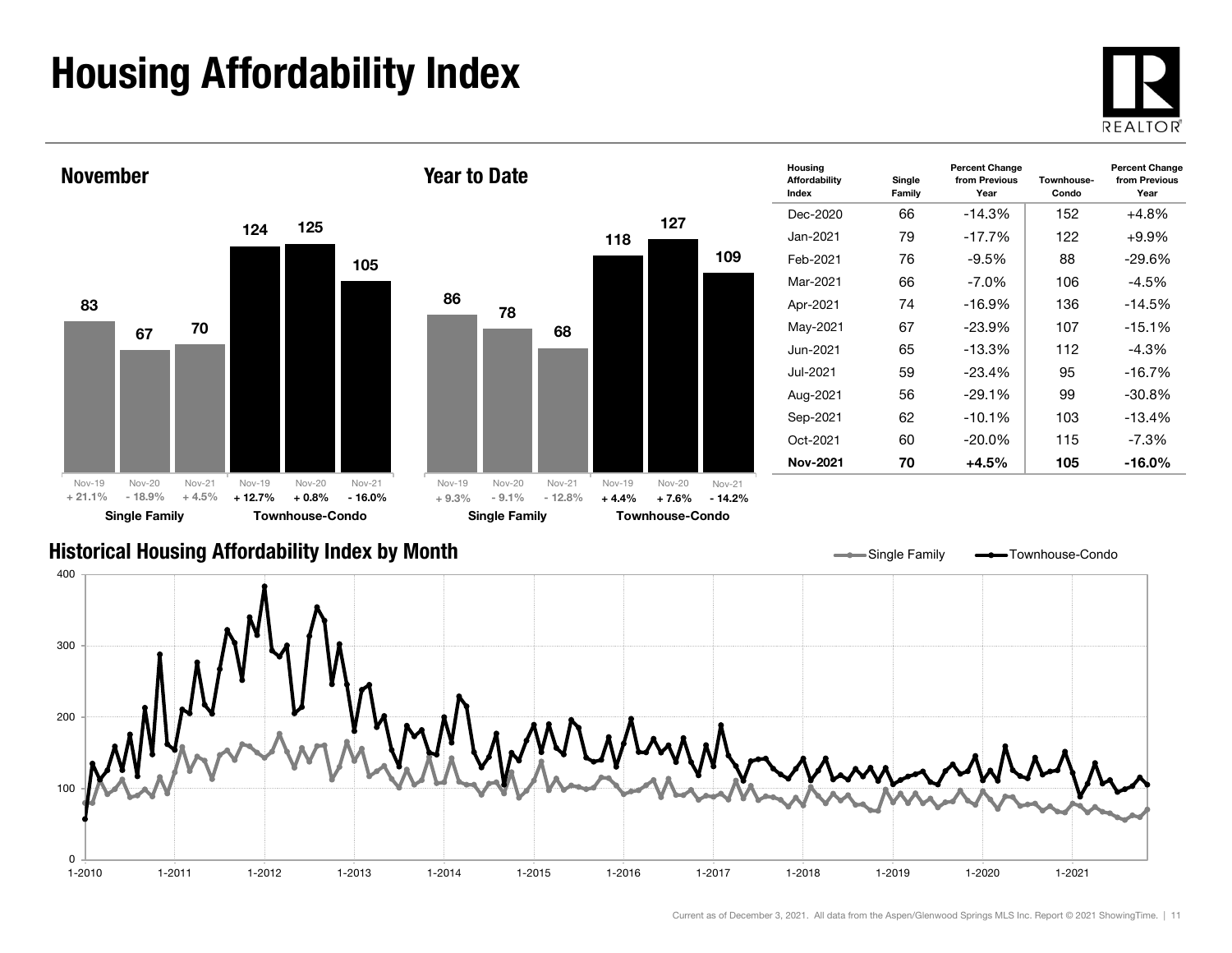# Housing Affordability Index

## November

| | Nov-19 | Nov-20 | Nov-21 |
|---|---|---|---|
| Single Family | 83 | 67 | 70 |
| | + 21.1% | - 18.9% | + 4.5% |
| Townhouse-Condo | 124 | 125 | 105 |
| | + 12.7% | + 0.8% | - 16.0% |

## Year to Date

| | Nov-19 | Nov-20 | Nov-21 |
|---|---|---|---|
| Single Family | 86 | 78 | 68 |
| | + 9.3% | - 9.1% | - 12.8% |
| Townhouse-Condo | 118 | 127 | 109 |
| | + 4.4% | + 7.6% | - 14.2% |

| Housing Affordability Index | Single Family | Percent Change from Previous Year | Townhouse-Condo | Percent Change from Previous Year |
|---|---|---|---|---|
| Dec-2020 | 66 | -14.3% | 152 | +4.8% |
| Jan-2021 | 79 | -17.7% | 122 | +9.9% |
| Feb-2021 | 76 | -9.5% | 88 | -29.6% |
| Mar-2021 | 66 | -7.0% | 106 | -4.5% |
| Apr-2021 | 74 | -16.9% | 136 | -14.5% |
| May-2021 | 67 | -23.9% | 107 | -15.1% |
| Jun-2021 | 65 | -13.3% | 112 | -4.3% |
| Jul-2021 | 59 | -23.4% | 95 | -16.7% |
| Aug-2021 | 56 | -29.1% | 99 | -30.8% |
| Sep-2021 | 62 | -10.1% | 103 | -13.4% |
| Oct-2021 | 60 | -20.0% | 115 | -7.3% |
| **Nov-2021** | **70** | **+4.5%** | **105** | **-16.0%** |

## Historical Housing Affordability Index by Month

Single Family — Townhouse-Condo

Current as of December 3, 2021. All data from the Aspen/Glenwood Springs MLS Inc. Report © 2021 ShowingTime.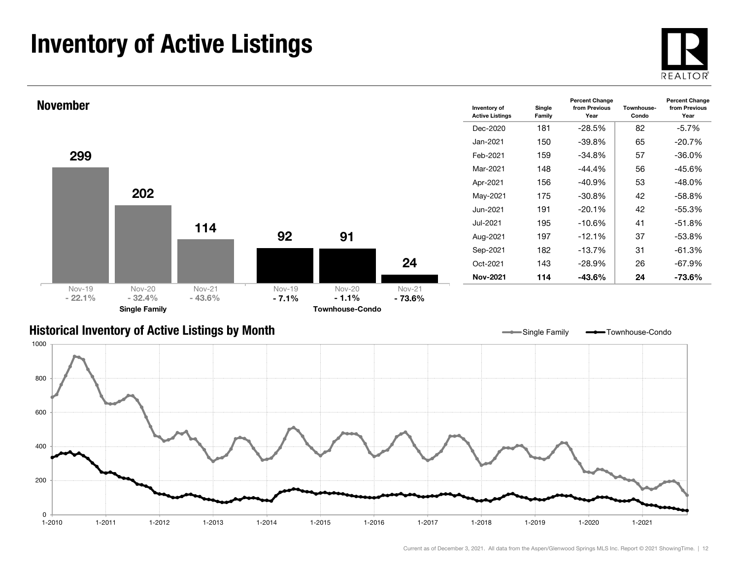# Inventory of Active Listings

## November

| | Nov-19 | Nov-20 | Nov-21 |
|---|---|---|---|
| Single Family | 299 | 202 | 114 |
| Percent Change | - 22.1% | - 32.4% | - 43.6% |
| Townhouse-Condo | 92 | 91 | 24 |
| Percent Change | - 7.1% | - 1.1% | - 73.6% |

| Inventory of Active Listings | Single Family | Percent Change from Previous Year | Townhouse-Condo | Percent Change from Previous Year |
|---|---|---|---|---|
| Dec-2020 | 181 | -28.5% | 82 | -5.7% |
| Jan-2021 | 150 | -39.8% | 65 | -20.7% |
| Feb-2021 | 159 | -34.8% | 57 | -36.0% |
| Mar-2021 | 148 | -44.4% | 56 | -45.6% |
| Apr-2021 | 156 | -40.9% | 53 | -48.0% |
| May-2021 | 175 | -30.8% | 42 | -58.8% |
| Jun-2021 | 191 | -20.1% | 42 | -55.3% |
| Jul-2021 | 195 | -10.6% | 41 | -51.8% |
| Aug-2021 | 197 | -12.1% | 37 | -53.8% |
| Sep-2021 | 182 | -13.7% | 31 | -61.3% |
| Oct-2021 | 143 | -28.9% | 26 | -67.9% |
| **Nov-2021** | **114** | **-43.6%** | **24** | **-73.6%** |

## Historical Inventory of Active Listings by Month

Current as of December 3, 2021. All data from the Aspen/Glenwood Springs MLS Inc. Report © 2021 ShowingTime.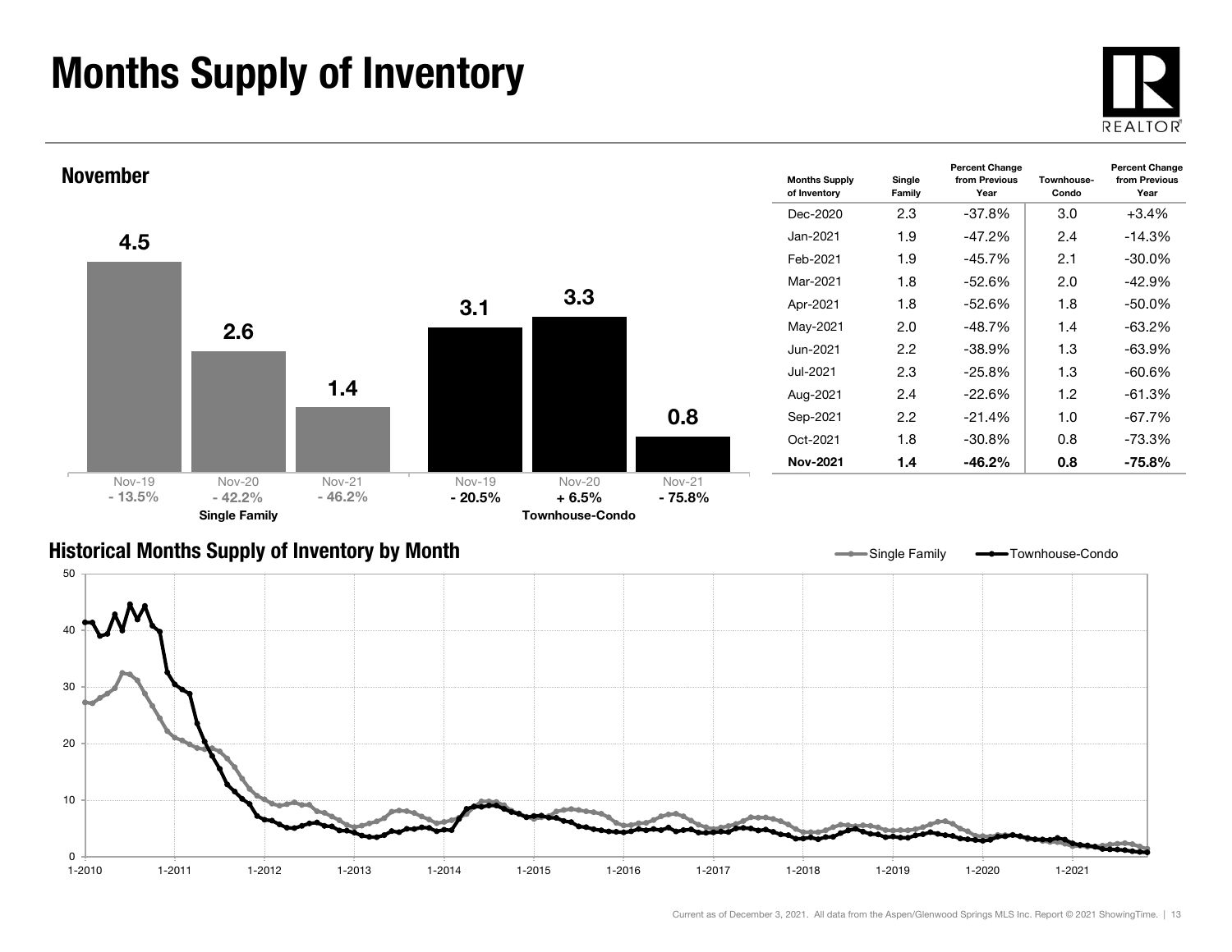# Months Supply of Inventory

## November

| | Nov-19 | Nov-20 | Nov-21 |
|---|---|---|---|
| Single Family | 4.5 | 2.6 | 1.4 |
| Percent Change | - 13.5% | - 42.2% | - 46.2% |
| Townhouse-Condo | 3.1 | 3.3 | 0.8 |
| Percent Change | - 20.5% | + 6.5% | - 75.8% |

| Months Supply of Inventory | Single Family | Percent Change from Previous Year | Townhouse-Condo | Percent Change from Previous Year |
|---|---|---|---|---|
| Dec-2020 | 2.3 | -37.8% | 3.0 | +3.4% |
| Jan-2021 | 1.9 | -47.2% | 2.4 | -14.3% |
| Feb-2021 | 1.9 | -45.7% | 2.1 | -30.0% |
| Mar-2021 | 1.8 | -52.6% | 2.0 | -42.9% |
| Apr-2021 | 1.8 | -52.6% | 1.8 | -50.0% |
| May-2021 | 2.0 | -48.7% | 1.4 | -63.2% |
| Jun-2021 | 2.2 | -38.9% | 1.3 | -63.9% |
| Jul-2021 | 2.3 | -25.8% | 1.3 | -60.6% |
| Aug-2021 | 2.4 | -22.6% | 1.2 | -61.3% |
| Sep-2021 | 2.2 | -21.4% | 1.0 | -67.7% |
| Oct-2021 | 1.8 | -30.8% | 0.8 | -73.3% |
| **Nov-2021** | **1.4** | **-46.2%** | **0.8** | **-75.8%** |

## Historical Months Supply of Inventory by Month

Single Family — Townhouse-Condo

Current as of December 3, 2021. All data from the Aspen/Glenwood Springs MLS Inc. Report © 2021 ShowingTime.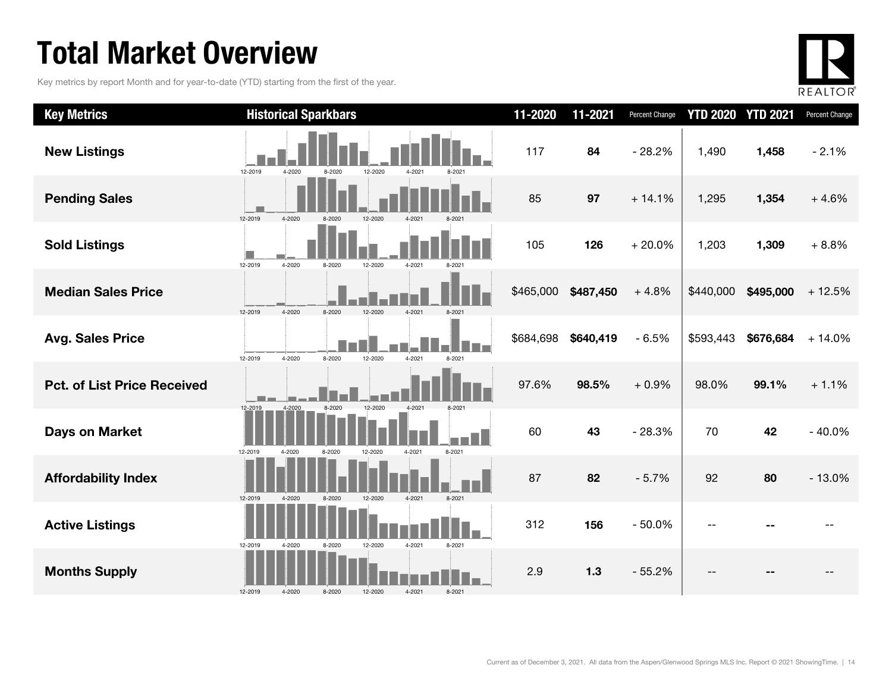# Total Market Overview

Key metrics by report Month and for year-to-date (YTD) starting from the first of the year.

| Key Metrics | Historical Sparkbars | 11-2020 | 11-2021 | Percent Change | YTD 2020 | YTD 2021 | Percent Change |
|---|---|---|---|---|---|---|---|
| **New Listings** | 12-2019 4-2020 8-2020 12-2020 4-2021 8-2021 | 117 | **84** | - 28.2% | 1,490 | **1,458** | - 2.1% |
| **Pending Sales** | 12-2019 4-2020 8-2020 12-2020 4-2021 8-2021 | 85 | **97** | + 14.1% | 1,295 | **1,354** | + 4.6% |
| **Sold Listings** | 12-2019 4-2020 8-2020 12-2020 4-2021 8-2021 | 105 | **126** | + 20.0% | 1,203 | **1,309** | + 8.8% |
| **Median Sales Price** | 12-2019 4-2020 8-2020 12-2020 4-2021 8-2021 | $465,000 | **$487,450** | + 4.8% | $440,000 | **$495,000** | + 12.5% |
| **Avg. Sales Price** | 12-2019 4-2020 8-2020 12-2020 4-2021 8-2021 | $684,698 | **$640,419** | - 6.5% | $593,443 | **$676,684** | + 14.0% |
| **Pct. of List Price Received** | 12-2019 4-2020 8-2020 12-2020 4-2021 8-2021 | 97.6% | **98.5%** | + 0.9% | 98.0% | **99.1%** | + 1.1% |
| **Days on Market** | 12-2019 4-2020 8-2020 12-2020 4-2021 8-2021 | 60 | **43** | - 28.3% | 70 | **42** | - 40.0% |
| **Affordability Index** | 12-2019 4-2020 8-2020 12-2020 4-2021 8-2021 | 87 | **82** | - 5.7% | 92 | **80** | - 13.0% |
| **Active Listings** | 12-2019 4-2020 8-2020 12-2020 4-2021 8-2021 | 312 | **156** | - 50.0% | -- | **--** | -- |
| **Months Supply** | 12-2019 4-2020 8-2020 12-2020 4-2021 8-2021 | 2.9 | **1.3** | - 55.2% | -- | **--** | -- |

Current as of December 3, 2021. All data from the Aspen/Glenwood Springs MLS Inc. Report © 2021 ShowingTime.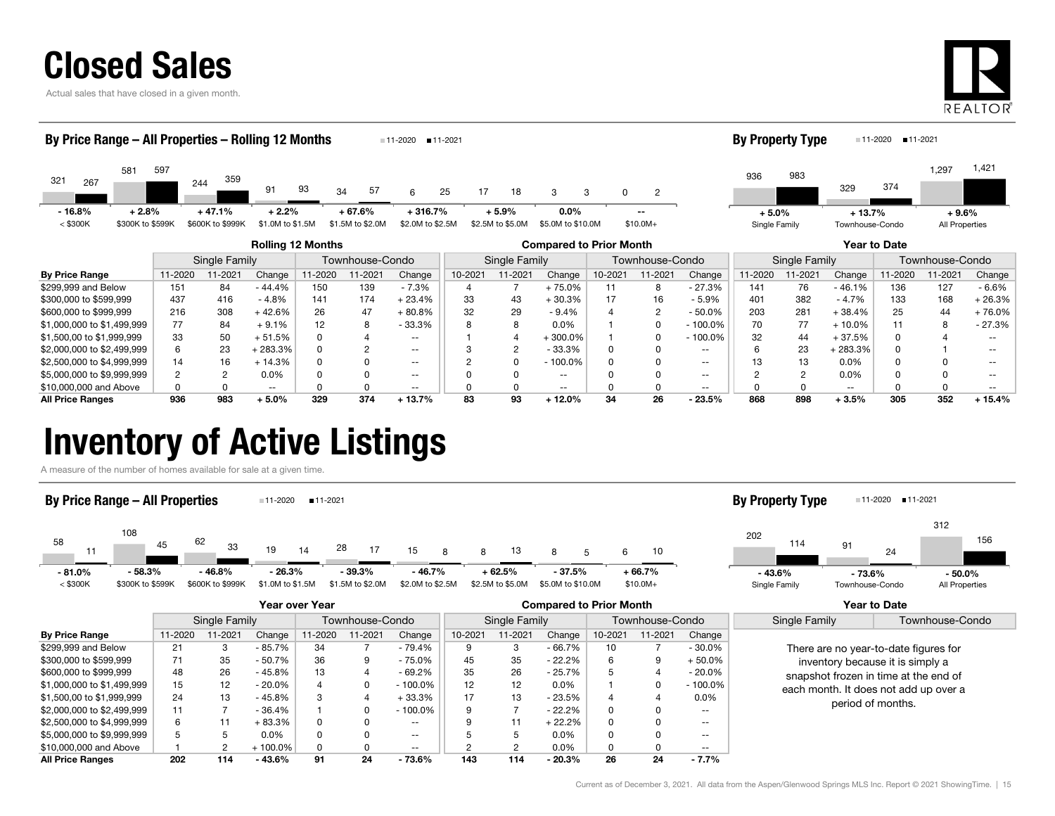# Closed Sales

Actual sales that have closed in a given month.

### By Price Range – All Properties – Rolling 12 Months

| Price Range | 11-2020 | 11-2021 | Change |
|---|---|---|---|
| < $300K | 321 | 267 | - 16.8% |
| $300K to $599K | 581 | 597 | + 2.8% |
| $600K to $999K | 244 | 359 | + 47.1% |
| $1.0M to $1.5M | 91 | 93 | + 2.2% |
| $1.5M to $2.0M | 34 | 57 | + 67.6% |
| $2.0M to $2.5M | 6 | 25 | + 316.7% |
| $2.5M to $5.0M | 17 | 18 | + 5.9% |
| $5.0M to $10.0M | 3 | 3 | 0.0% |
| $10.0M+ | 0 | 2 | -- |

### By Property Type

| Property Type | 11-2020 | 11-2021 | Change |
|---|---|---|---|
| Single Family | 936 | 983 | + 5.0% |
| Townhouse-Condo | 329 | 374 | + 13.7% |
| All Properties | 1,297 | 1,421 | + 9.6% |

| | Rolling 12 Months | | | | | | Compared to Prior Month | | | | | | Year to Date | | | | | |
|---|---|---|---|---|---|---|---|---|---|---|---|---|---|---|---|---|---|---|
| | Single Family | | | Townhouse-Condo | | | Single Family | | | Townhouse-Condo | | | Single Family | | | Townhouse-Condo | | |
| By Price Range | 11-2020 | 11-2021 | Change | 11-2020 | 11-2021 | Change | 10-2021 | 11-2021 | Change | 10-2021 | 11-2021 | Change | 11-2020 | 11-2021 | Change | 11-2020 | 11-2021 | Change |
| $299,999 and Below | 151 | 84 | - 44.4% | 150 | 139 | - 7.3% | 4 | 7 | + 75.0% | 11 | 8 | - 27.3% | 141 | 76 | - 46.1% | 136 | 127 | - 6.6% |
| $300,000 to $599,999 | 437 | 416 | - 4.8% | 141 | 174 | + 23.4% | 33 | 43 | + 30.3% | 17 | 16 | - 5.9% | 401 | 382 | - 4.7% | 133 | 168 | + 26.3% |
| $600,000 to $999,999 | 216 | 308 | + 42.6% | 26 | 47 | + 80.8% | 32 | 29 | - 9.4% | 4 | 2 | - 50.0% | 203 | 281 | + 38.4% | 25 | 44 | + 76.0% |
| $1,000,000 to $1,499,999 | 77 | 84 | + 9.1% | 12 | 8 | - 33.3% | 8 | 8 | 0.0% | 1 | 0 | - 100.0% | 70 | 77 | + 10.0% | 11 | 8 | - 27.3% |
| $1,500,00 to $1,999,999 | 33 | 50 | + 51.5% | 0 | 4 | -- | 1 | 4 | + 300.0% | 1 | 0 | - 100.0% | 32 | 44 | + 37.5% | 0 | 4 | -- |
| $2,000,000 to $2,499,999 | 6 | 23 | + 283.3% | 0 | 2 | -- | 3 | 2 | - 33.3% | 0 | 0 | -- | 6 | 23 | + 283.3% | 0 | 1 | -- |
| $2,500,000 to $4,999,999 | 14 | 16 | + 14.3% | 0 | 0 | -- | 2 | 0 | - 100.0% | 0 | 0 | -- | 13 | 13 | 0.0% | 0 | 0 | -- |
| $5,000,000 to $9,999,999 | 2 | 2 | 0.0% | 0 | 0 | -- | 0 | 0 | -- | 0 | 0 | -- | 2 | 2 | 0.0% | 0 | 0 | -- |
| $10,000,000 and Above | 0 | 0 | -- | 0 | 0 | -- | 0 | 0 | -- | 0 | 0 | -- | 0 | 0 | -- | 0 | 0 | -- |
| **All Price Ranges** | **936** | **983** | **+ 5.0%** | **329** | **374** | **+ 13.7%** | **83** | **93** | **+ 12.0%** | **34** | **26** | **- 23.5%** | **868** | **898** | **+ 3.5%** | **305** | **352** | **+ 15.4%** |

# Inventory of Active Listings

A measure of the number of homes available for sale at a given time.

### By Price Range – All Properties

| Price Range | 11-2020 | 11-2021 | Change |
|---|---|---|---|
| < $300K | 58 | 11 | - 81.0% |
| $300K to $599K | 108 | 45 | - 58.3% |
| $600K to $999K | 62 | 33 | - 46.8% |
| $1.0M to $1.5M | 19 | 14 | - 26.3% |
| $1.5M to $2.0M | 28 | 17 | - 39.3% |
| $2.0M to $2.5M | 15 | 8 | - 46.7% |
| $2.5M to $5.0M | 8 | 13 | + 62.5% |
| $5.0M to $10.0M | 8 | 5 | - 37.5% |
| $10.0M+ | 6 | 10 | + 66.7% |

### By Property Type

| Property Type | 11-2020 | 11-2021 | Change |
|---|---|---|---|
| Single Family | 202 | 114 | - 43.6% |
| Townhouse-Condo | 91 | 24 | - 73.6% |
| All Properties | 312 | 156 | - 50.0% |

| | Year over Year | | | | | | Compared to Prior Month | | | | | |
|---|---|---|---|---|---|---|---|---|---|---|---|---|
| | Single Family | | | Townhouse-Condo | | | Single Family | | | Townhouse-Condo | | |
| By Price Range | 11-2020 | 11-2021 | Change | 11-2020 | 11-2021 | Change | 10-2021 | 11-2021 | Change | 10-2021 | 11-2021 | Change |
| $299,999 and Below | 21 | 3 | - 85.7% | 34 | 7 | - 79.4% | 9 | 3 | - 66.7% | 10 | 7 | - 30.0% |
| $300,000 to $599,999 | 71 | 35 | - 50.7% | 36 | 9 | - 75.0% | 45 | 35 | - 22.2% | 6 | 9 | + 50.0% |
| $600,000 to $999,999 | 48 | 26 | - 45.8% | 13 | 4 | - 69.2% | 35 | 26 | - 25.7% | 5 | 4 | - 20.0% |
| $1,000,000 to $1,499,999 | 15 | 12 | - 20.0% | 4 | 0 | - 100.0% | 12 | 12 | 0.0% | 1 | 0 | - 100.0% |
| $1,500,00 to $1,999,999 | 24 | 13 | - 45.8% | 3 | 4 | + 33.3% | 17 | 13 | - 23.5% | 4 | 4 | 0.0% |
| $2,000,000 to $2,499,999 | 11 | 7 | - 36.4% | 1 | 0 | - 100.0% | 9 | 7 | - 22.2% | 0 | 0 | -- |
| $2,500,000 to $4,999,999 | 6 | 11 | + 83.3% | 0 | 0 | -- | 9 | 11 | + 22.2% | 0 | 0 | -- |
| $5,000,000 to $9,999,999 | 5 | 5 | 0.0% | 0 | 0 | -- | 5 | 5 | 0.0% | 0 | 0 | -- |
| $10,000,000 and Above | 1 | 2 | + 100.0% | 0 | 0 | -- | 2 | 2 | 0.0% | 0 | 0 | -- |
| **All Price Ranges** | **202** | **114** | **- 43.6%** | **91** | **24** | **- 73.6%** | **143** | **114** | **- 20.3%** | **26** | **24** | **- 7.7%** |

**Year to Date**

| Single Family | Townhouse-Condo |
|---|---|

There are no year-to-date figures for inventory because it is simply a snapshot frozen in time at the end of each month. It does not add up over a period of months.

Current as of December 3, 2021. All data from the Aspen/Glenwood Springs MLS Inc. Report © 2021 ShowingTime.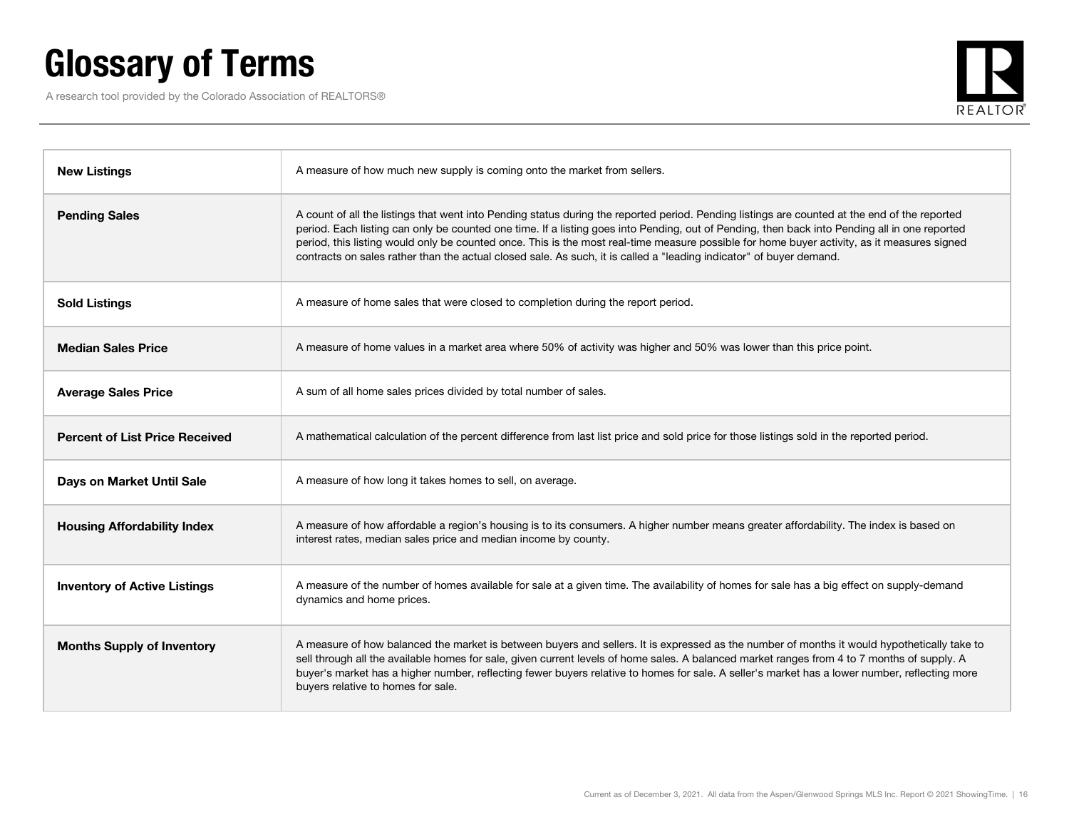# Glossary of Terms

A research tool provided by the Colorado Association of REALTORS®

| | |
|---|---|
| **New Listings** | A measure of how much new supply is coming onto the market from sellers. |
| **Pending Sales** | A count of all the listings that went into Pending status during the reported period. Pending listings are counted at the end of the reported period. Each listing can only be counted one time. If a listing goes into Pending, out of Pending, then back into Pending all in one reported period, this listing would only be counted once. This is the most real-time measure possible for home buyer activity, as it measures signed contracts on sales rather than the actual closed sale. As such, it is called a "leading indicator" of buyer demand. |
| **Sold Listings** | A measure of home sales that were closed to completion during the report period. |
| **Median Sales Price** | A measure of home values in a market area where 50% of activity was higher and 50% was lower than this price point. |
| **Average Sales Price** | A sum of all home sales prices divided by total number of sales. |
| **Percent of List Price Received** | A mathematical calculation of the percent difference from last list price and sold price for those listings sold in the reported period. |
| **Days on Market Until Sale** | A measure of how long it takes homes to sell, on average. |
| **Housing Affordability Index** | A measure of how affordable a region's housing is to its consumers. A higher number means greater affordability. The index is based on interest rates, median sales price and median income by county. |
| **Inventory of Active Listings** | A measure of the number of homes available for sale at a given time. The availability of homes for sale has a big effect on supply-demand dynamics and home prices. |
| **Months Supply of Inventory** | A measure of how balanced the market is between buyers and sellers. It is expressed as the number of months it would hypothetically take to sell through all the available homes for sale, given current levels of home sales. A balanced market ranges from 4 to 7 months of supply. A buyer's market has a higher number, reflecting fewer buyers relative to homes for sale. A seller's market has a lower number, reflecting more buyers relative to homes for sale. |

Current as of December 3, 2021. All data from the Aspen/Glenwood Springs MLS Inc. Report © 2021 ShowingTime.